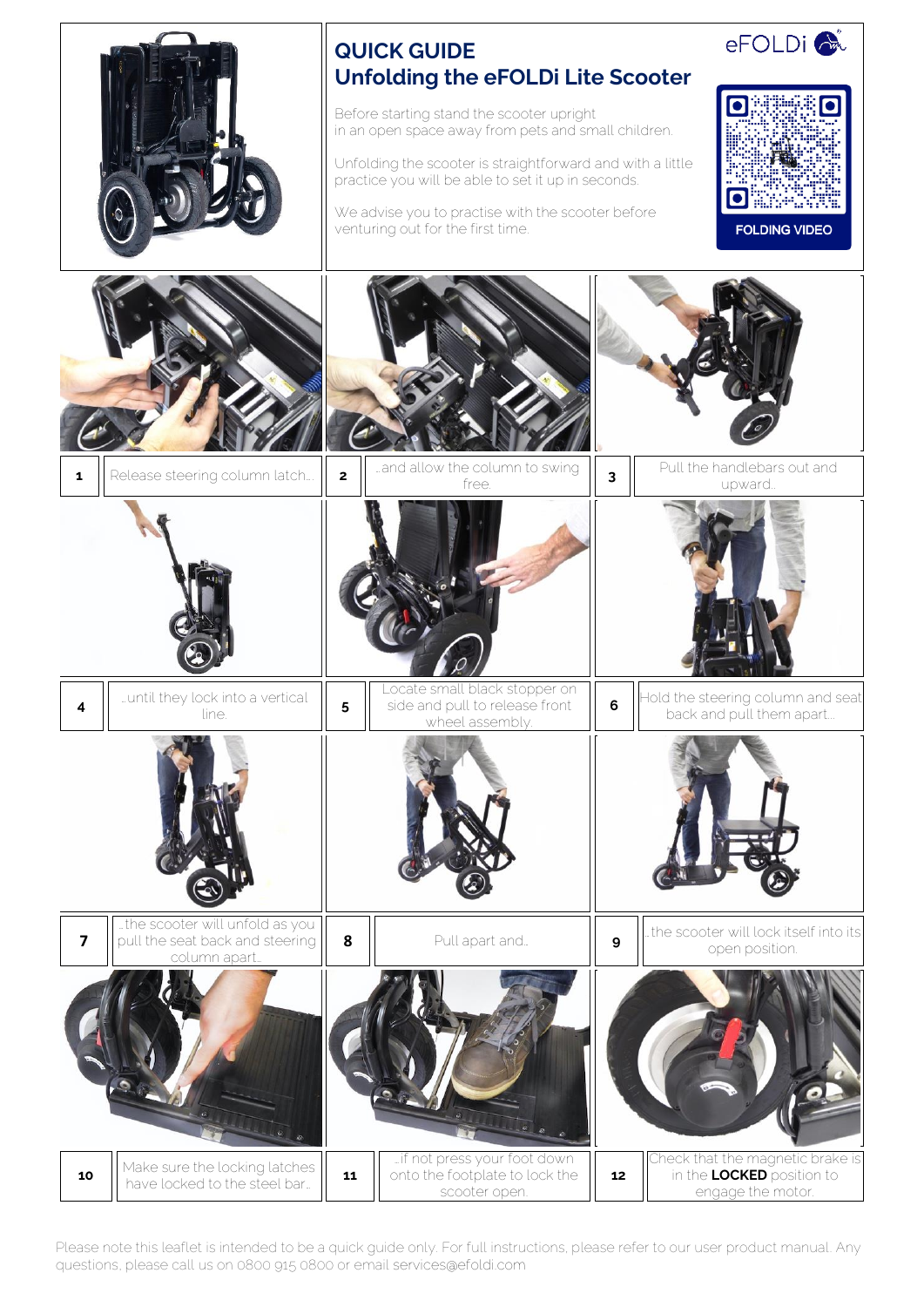# QUICK GUIDE

## Unfolding the eFOLDi Lite Scooter

eFOLDi

Before starting stand the scooter upright in an open space away from pets and small children.

Unfolding the scooter is straightforward and with a little practice you will be able to set it up in seconds.

We advise you to practise with the scooter before venturing out for the first time.

FOLDING VIDEO

| Step | Instruction |
|---|---|
| 1 | Release steering column latch... |
| 2 | ...and allow the column to swing free. |
| 3 | Pull the handlebars out and upward... |
| 4 | ...until they lock into a vertical line. |
| 5 | Locate small black stopper on side and pull to release front wheel assembly. |
| 6 | Hold the steering column and seat back and pull them apart... |
| 7 | ...the scooter will unfold as you pull the seat back and steering column apart... |
| 8 | Pull apart and... |
| 9 | ...the scooter will lock itself into its open position. |
| 10 | Make sure the locking latches have locked to the steel bar... |
| 11 | ...if not press your foot down onto the footplate to lock the scooter open. |
| 12 | Check that the magnetic brake is in the **LOCKED** position to engage the motor. |

Please note this leaflet is intended to be a quick guide only. For full instructions, please refer to our user product manual. Any questions, please call us on 0800 915 0800 or email services@efoldi.com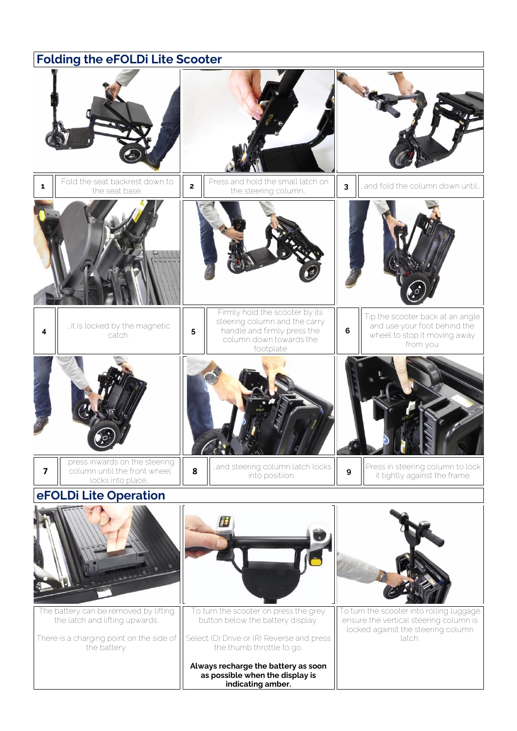## Folding the eFOLDi Lite Scooter

| | |
|---|---|
| 1 | Fold the seat backrest down to the seat base. |
| 2 | Press and hold the small latch on the steering column.. |
| 3 | ..and fold the column down until.. |
| 4 | ..it is locked by the magnetic catch. |
| 5 | Firmly hold the scooter by its steering column and the carry handle and firmly press the column down towards the footplate |
| 6 | Tip the scooter back at an angle and use your foot behind the wheel to stop it moving away from you |
| 7 | ..press inwards on the steering column until the front wheel locks into place.. |
| 8 | ..and steering column latch locks into positiion. |
| 9 | Press in steering column to lock it tightly against the frame. |

## eFOLDi Lite Operation

The battery can be removed by lifting the latch and lifting upwards.

There is a charging point on the side of the battery.

To turn the scooter on press the grey button below the battery display.

Select (D) Drive or (R) Reverse and press the thumb throttle to go.

**Always recharge the battery as soon as possible when the display is indicating amber.**

To turn the scooter into rolling luggage ensure the vertical steering column is locked against the steering column latch.